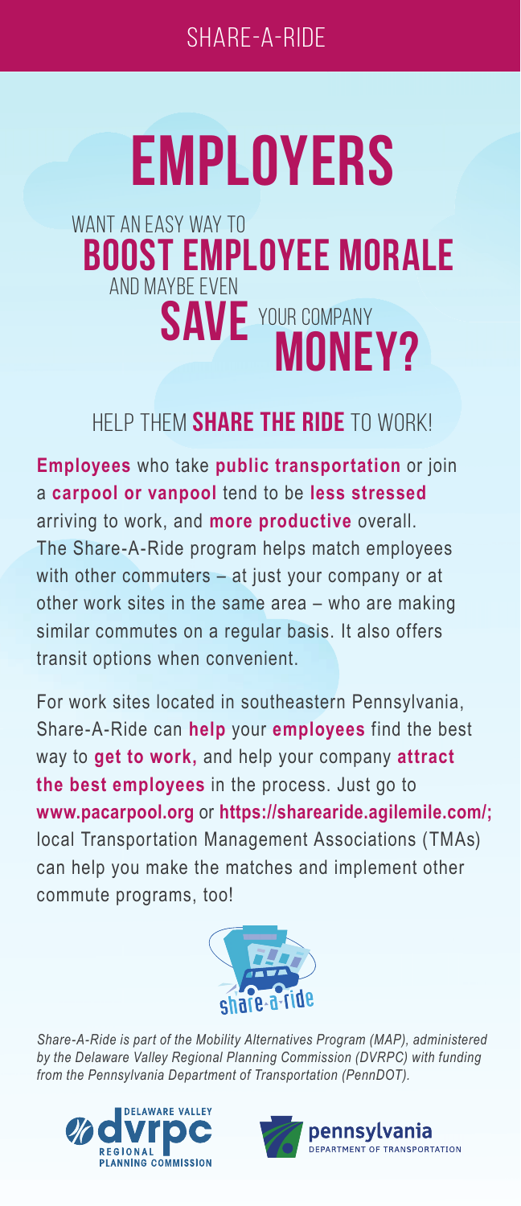SHARE-A-RIDE

# EMPLOYERS

## WANT AN EASY WAY TO **BOOST EMPLOYEE MORALE** AND MAYBE EVEN **SAVE** YOUR COMPANY **MONEY?**

### HELP THEM **SHARE THE RIDE** TO WORK!

**Employees** who take **public transportation** or join a **carpool or vanpool** tend to be **less stressed** arriving to work, and **more productive** overall. The Share-A-Ride program helps match employees with other commuters – at just your company or at other work sites in the same area – who are making similar commutes on a regular basis. It also offers transit options when convenient.

For work sites located in southeastern Pennsylvania, Share-A-Ride can **help** your **employees** find the best way to **get to work,** and help your company **attract the best employees** in the process. Just go to **www.pacarpool.org** or **https://sharearide.agilemile.com/;** local Transportation Management Associations (TMAs) can help you make the matches and implement other commute programs, too!

share-a-ride

*Share-A-Ride is part of the Mobility Alternatives Program (MAP), administered by the Delaware Valley Regional Planning Commission (DVRPC) with funding from the Pennsylvania Department of Transportation (PennDOT).*

DELAWARE VALLEY dvrpc REGIONAL PLANNING COMMISSION

pennsylvania DEPARTMENT OF TRANSPORTATION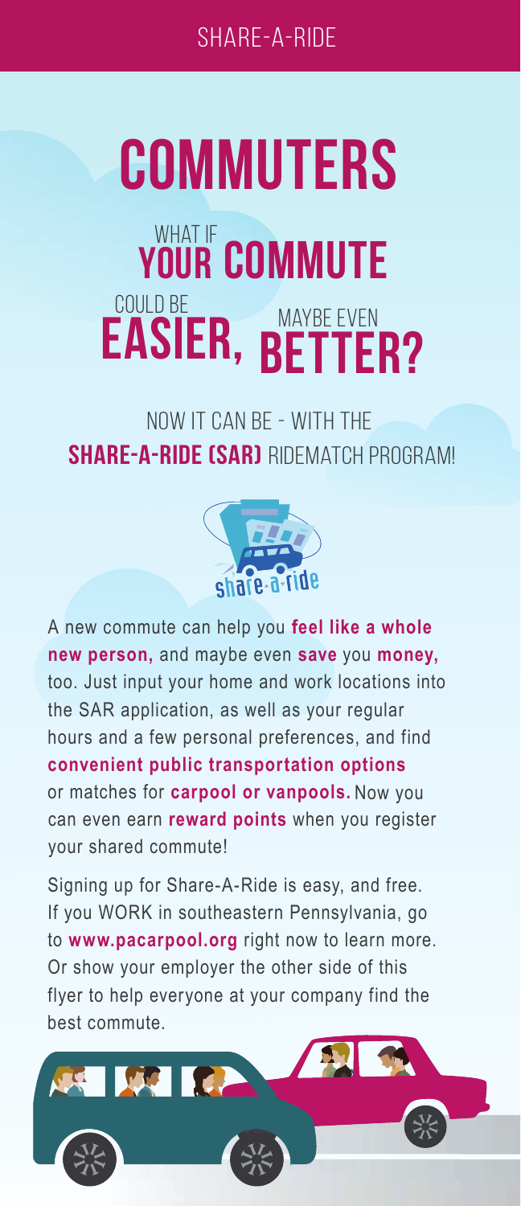SHARE-A-RIDE

# COMMUTERS

## WHAT IF YOUR COMMUTE COULD BE EASIER, MAYBE EVEN BETTER?

NOW IT CAN BE - WITH THE **SHARE-A-RIDE (SAR)** RIDEMATCH PROGRAM!

share-a-ride

A new commute can help you **feel like a whole new person,** and maybe even **save** you **money,** too. Just input your home and work locations into the SAR application, as well as your regular hours and a few personal preferences, and find **convenient public transportation options** or matches for **carpool or vanpools.** Now you can even earn **reward points** when you register your shared commute!

Signing up for Share-A-Ride is easy, and free. If you WORK in southeastern Pennsylvania, go to **www.pacarpool.org** right now to learn more. Or show your employer the other side of this flyer to help everyone at your company find the best commute.